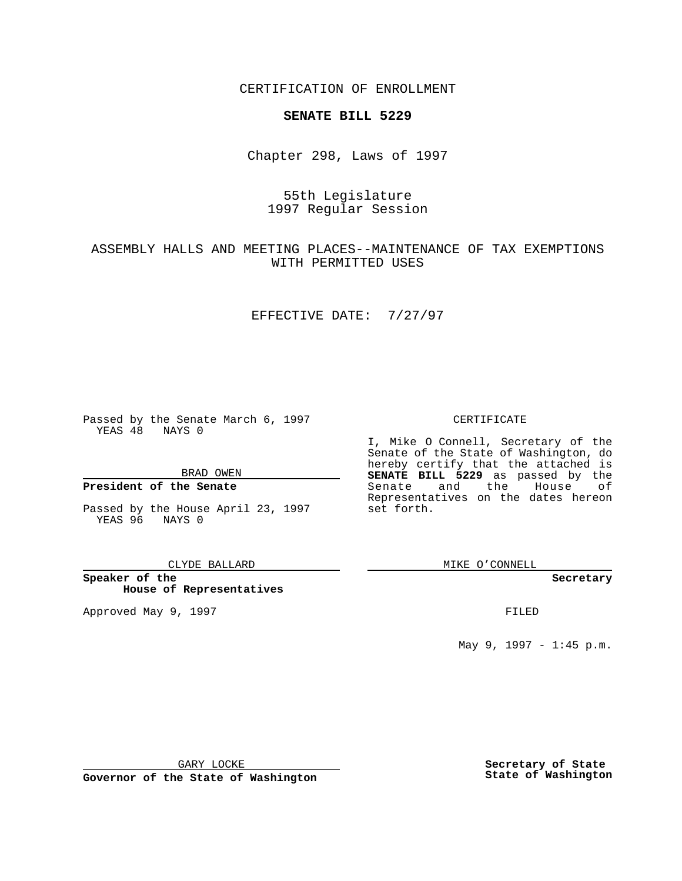CERTIFICATION OF ENROLLMENT

**SENATE BILL 5229**

Chapter 298, Laws of 1997

55th Legislature
1997 Regular Session

ASSEMBLY HALLS AND MEETING PLACES--MAINTENANCE OF TAX EXEMPTIONS WITH PERMITTED USES

EFFECTIVE DATE: 7/27/97

Passed by the Senate March 6, 1997
YEAS 48 NAYS 0

BRAD OWEN

**President of the Senate**

Passed by the House April 23, 1997
YEAS 96 NAYS 0

CLYDE BALLARD

**Speaker of the House of Representatives**

Approved May 9, 1997

GARY LOCKE

**Governor of the State of Washington**

CERTIFICATE

I, Mike O Connell, Secretary of the Senate of the State of Washington, do hereby certify that the attached is **SENATE BILL 5229** as passed by the Senate and the House of Representatives on the dates hereon set forth.

MIKE O'CONNELL

**Secretary**

FILED

May 9, 1997 - 1:45 p.m.

**Secretary of State**
**State of Washington**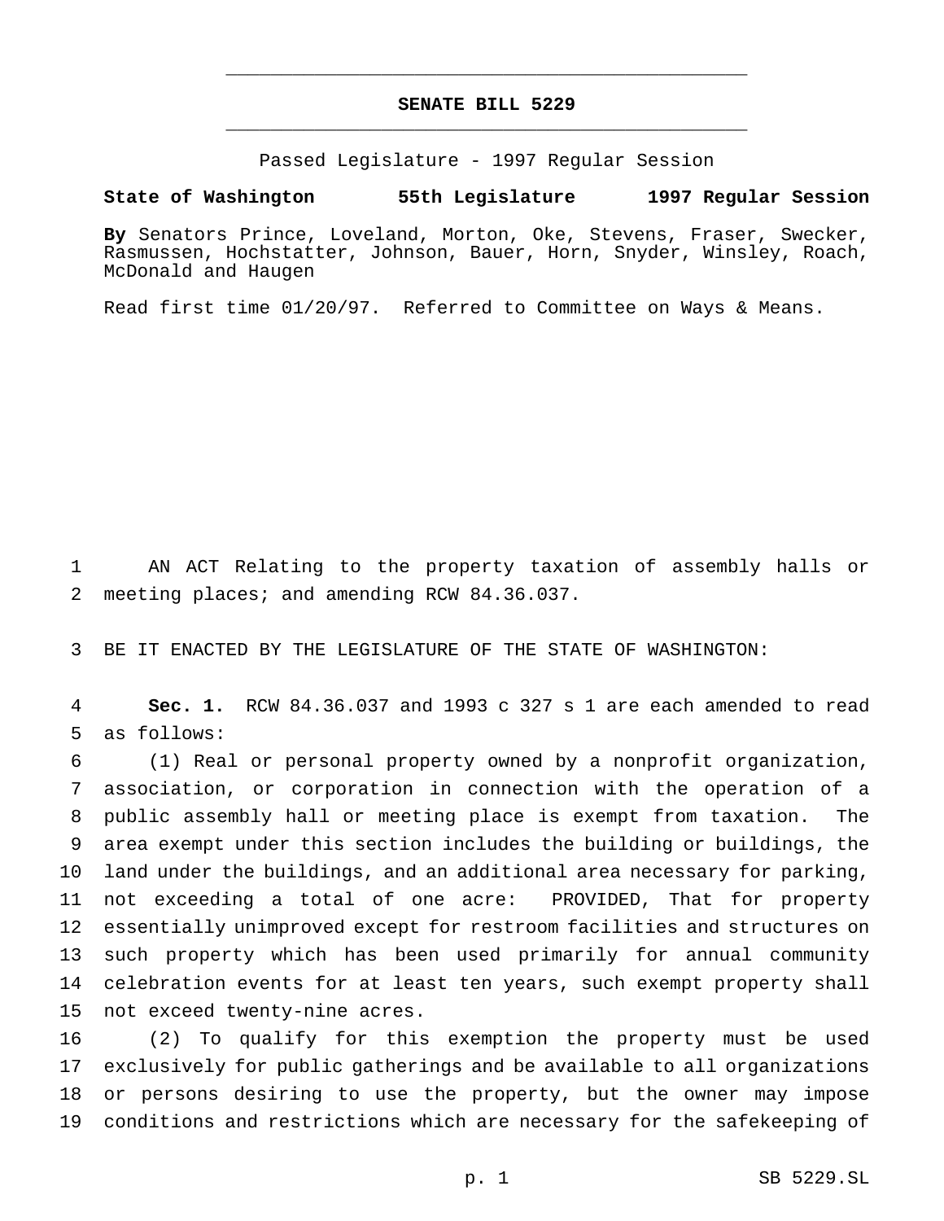# SENATE BILL 5229

Passed Legislature - 1997 Regular Session

**State of Washington 55th Legislature 1997 Regular Session**

**By** Senators Prince, Loveland, Morton, Oke, Stevens, Fraser, Swecker, Rasmussen, Hochstatter, Johnson, Bauer, Horn, Snyder, Winsley, Roach, McDonald and Haugen

Read first time 01/20/97. Referred to Committee on Ways & Means.

AN ACT Relating to the property taxation of assembly halls or meeting places; and amending RCW 84.36.037.

BE IT ENACTED BY THE LEGISLATURE OF THE STATE OF WASHINGTON:

**Sec. 1.** RCW 84.36.037 and 1993 c 327 s 1 are each amended to read as follows:

(1) Real or personal property owned by a nonprofit organization, association, or corporation in connection with the operation of a public assembly hall or meeting place is exempt from taxation. The area exempt under this section includes the building or buildings, the land under the buildings, and an additional area necessary for parking, not exceeding a total of one acre: PROVIDED, That for property essentially unimproved except for restroom facilities and structures on such property which has been used primarily for annual community celebration events for at least ten years, such exempt property shall not exceed twenty-nine acres.

(2) To qualify for this exemption the property must be used exclusively for public gatherings and be available to all organizations or persons desiring to use the property, but the owner may impose conditions and restrictions which are necessary for the safekeeping of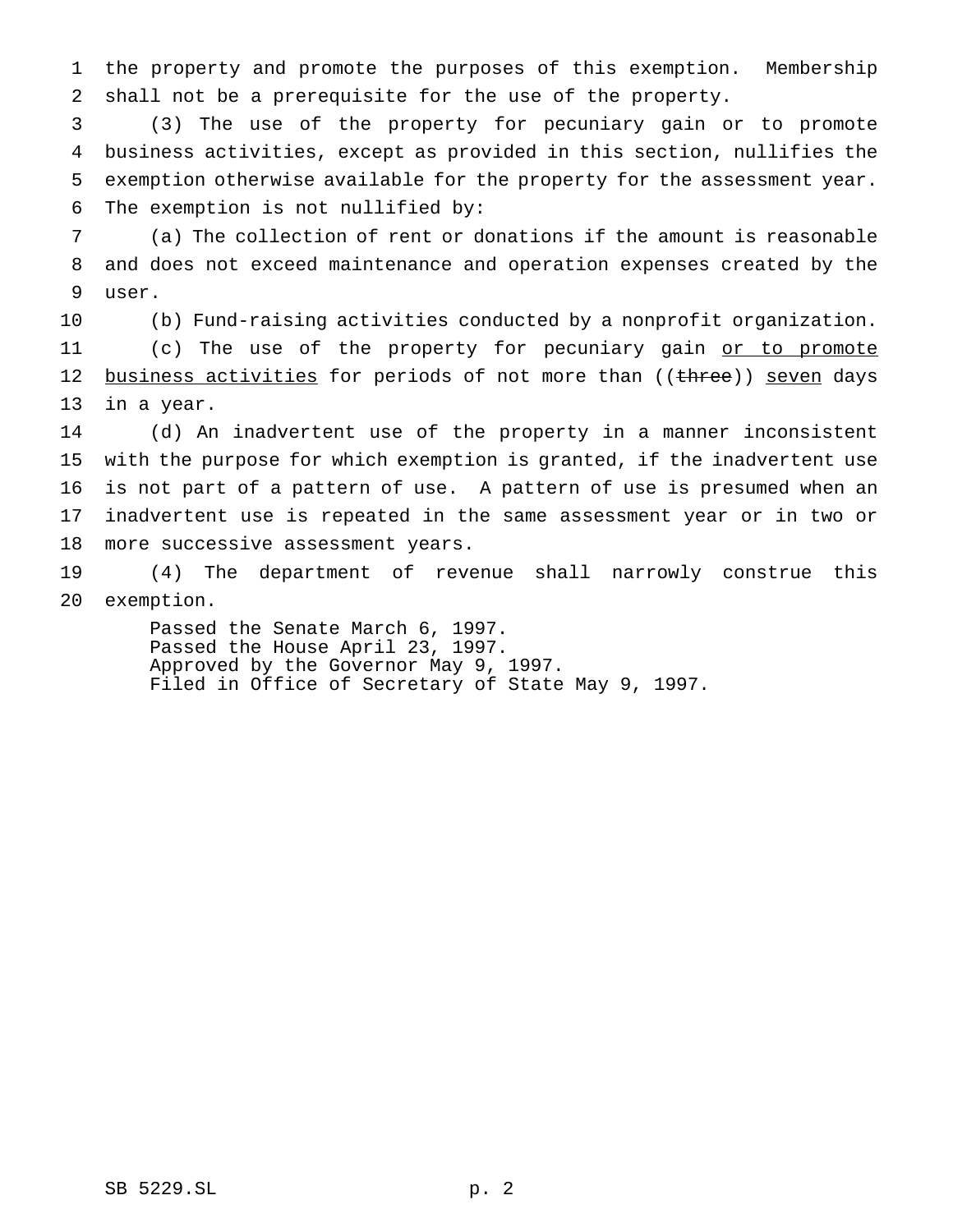the property and promote the purposes of this exemption. Membership shall not be a prerequisite for the use of the property.

(3) The use of the property for pecuniary gain or to promote business activities, except as provided in this section, nullifies the exemption otherwise available for the property for the assessment year. The exemption is not nullified by:

(a) The collection of rent or donations if the amount is reasonable and does not exceed maintenance and operation expenses created by the user.

(b) Fund-raising activities conducted by a nonprofit organization.

(c) The use of the property for pecuniary gain <u>or to promote business activities</u> for periods of not more than ((~~three~~)) <u>seven</u> days in a year.

(d) An inadvertent use of the property in a manner inconsistent with the purpose for which exemption is granted, if the inadvertent use is not part of a pattern of use. A pattern of use is presumed when an inadvertent use is repeated in the same assessment year or in two or more successive assessment years.

(4) The department of revenue shall narrowly construe this exemption.

Passed the Senate March 6, 1997.
Passed the House April 23, 1997.
Approved by the Governor May 9, 1997.
Filed in Office of Secretary of State May 9, 1997.